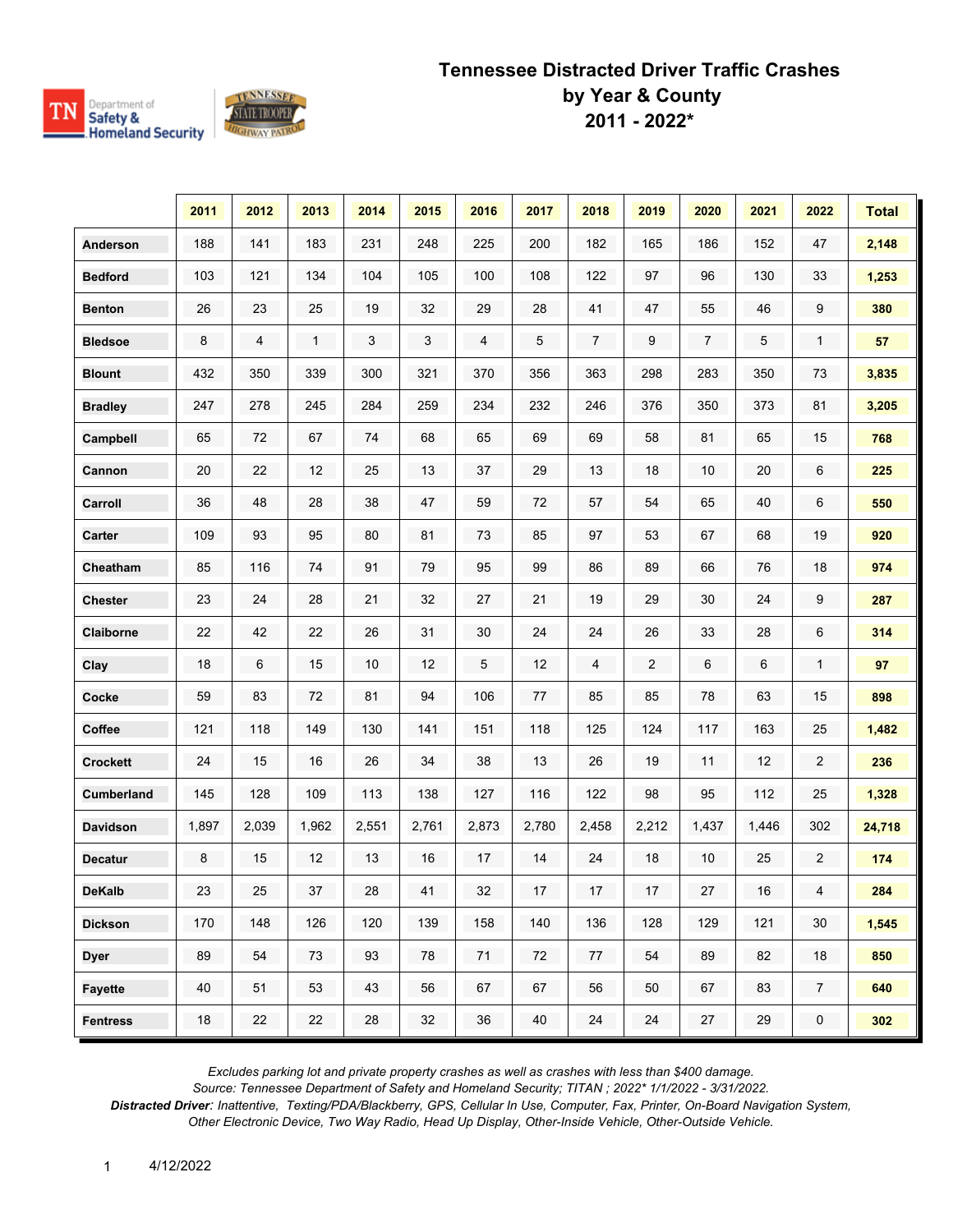# Tennessee Distracted Driver Traffic Crashes by Year & County 2011 - 2022*

| | 2011 | 2012 | 2013 | 2014 | 2015 | 2016 | 2017 | 2018 | 2019 | 2020 | 2021 | 2022 | Total |
|---|---|---|---|---|---|---|---|---|---|---|---|---|---|
| **Anderson** | 188 | 141 | 183 | 231 | 248 | 225 | 200 | 182 | 165 | 186 | 152 | 47 | **2,148** |
| **Bedford** | 103 | 121 | 134 | 104 | 105 | 100 | 108 | 122 | 97 | 96 | 130 | 33 | **1,253** |
| **Benton** | 26 | 23 | 25 | 19 | 32 | 29 | 28 | 41 | 47 | 55 | 46 | 9 | **380** |
| **Bledsoe** | 8 | 4 | 1 | 3 | 3 | 4 | 5 | 7 | 9 | 7 | 5 | 1 | **57** |
| **Blount** | 432 | 350 | 339 | 300 | 321 | 370 | 356 | 363 | 298 | 283 | 350 | 73 | **3,835** |
| **Bradley** | 247 | 278 | 245 | 284 | 259 | 234 | 232 | 246 | 376 | 350 | 373 | 81 | **3,205** |
| **Campbell** | 65 | 72 | 67 | 74 | 68 | 65 | 69 | 69 | 58 | 81 | 65 | 15 | **768** |
| **Cannon** | 20 | 22 | 12 | 25 | 13 | 37 | 29 | 13 | 18 | 10 | 20 | 6 | **225** |
| **Carroll** | 36 | 48 | 28 | 38 | 47 | 59 | 72 | 57 | 54 | 65 | 40 | 6 | **550** |
| **Carter** | 109 | 93 | 95 | 80 | 81 | 73 | 85 | 97 | 53 | 67 | 68 | 19 | **920** |
| **Cheatham** | 85 | 116 | 74 | 91 | 79 | 95 | 99 | 86 | 89 | 66 | 76 | 18 | **974** |
| **Chester** | 23 | 24 | 28 | 21 | 32 | 27 | 21 | 19 | 29 | 30 | 24 | 9 | **287** |
| **Claiborne** | 22 | 42 | 22 | 26 | 31 | 30 | 24 | 24 | 26 | 33 | 28 | 6 | **314** |
| **Clay** | 18 | 6 | 15 | 10 | 12 | 5 | 12 | 4 | 2 | 6 | 6 | 1 | **97** |
| **Cocke** | 59 | 83 | 72 | 81 | 94 | 106 | 77 | 85 | 85 | 78 | 63 | 15 | **898** |
| **Coffee** | 121 | 118 | 149 | 130 | 141 | 151 | 118 | 125 | 124 | 117 | 163 | 25 | **1,482** |
| **Crockett** | 24 | 15 | 16 | 26 | 34 | 38 | 13 | 26 | 19 | 11 | 12 | 2 | **236** |
| **Cumberland** | 145 | 128 | 109 | 113 | 138 | 127 | 116 | 122 | 98 | 95 | 112 | 25 | **1,328** |
| **Davidson** | 1,897 | 2,039 | 1,962 | 2,551 | 2,761 | 2,873 | 2,780 | 2,458 | 2,212 | 1,437 | 1,446 | 302 | **24,718** |
| **Decatur** | 8 | 15 | 12 | 13 | 16 | 17 | 14 | 24 | 18 | 10 | 25 | 2 | **174** |
| **DeKalb** | 23 | 25 | 37 | 28 | 41 | 32 | 17 | 17 | 17 | 27 | 16 | 4 | **284** |
| **Dickson** | 170 | 148 | 126 | 120 | 139 | 158 | 140 | 136 | 128 | 129 | 121 | 30 | **1,545** |
| **Dyer** | 89 | 54 | 73 | 93 | 78 | 71 | 72 | 77 | 54 | 89 | 82 | 18 | **850** |
| **Fayette** | 40 | 51 | 53 | 43 | 56 | 67 | 67 | 56 | 50 | 67 | 83 | 7 | **640** |
| **Fentress** | 18 | 22 | 22 | 28 | 32 | 36 | 40 | 24 | 24 | 27 | 29 | 0 | **302** |

*Excludes parking lot and private property crashes as well as crashes with less than $400 damage.*
*Source: Tennessee Department of Safety and Homeland Security; TITAN ; 2022* 1/1/2022 - 3/31/2022.*
***Distracted Driver**: Inattentive, Texting/PDA/Blackberry, GPS, Cellular In Use, Computer, Fax, Printer, On-Board Navigation System, Other Electronic Device, Two Way Radio, Head Up Display, Other-Inside Vehicle, Other-Outside Vehicle.*

4/12/2022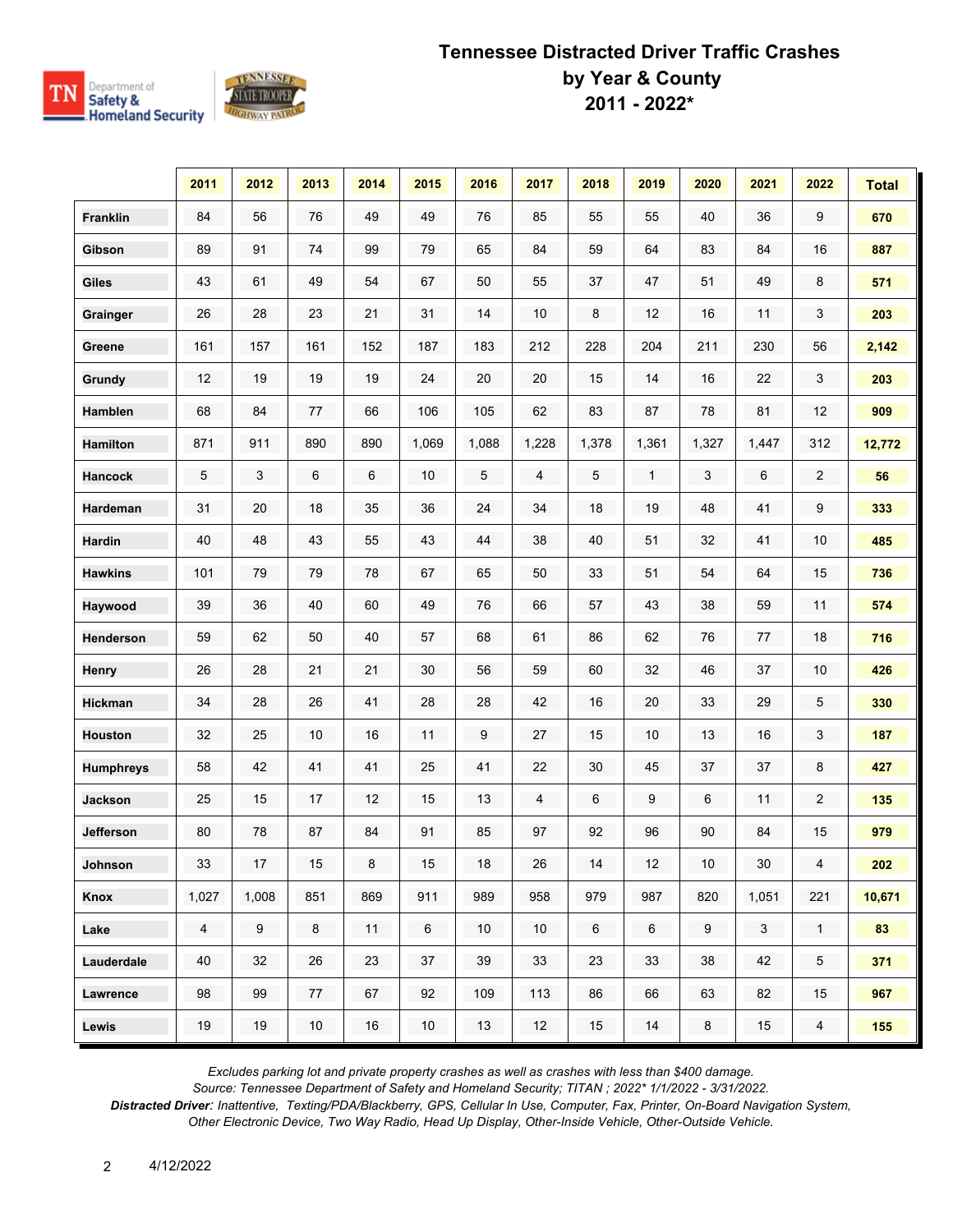# Tennessee Distracted Driver Traffic Crashes by Year & County 2011 - 2022*

| | 2011 | 2012 | 2013 | 2014 | 2015 | 2016 | 2017 | 2018 | 2019 | 2020 | 2021 | 2022 | Total |
|---|---|---|---|---|---|---|---|---|---|---|---|---|---|
| **Franklin** | 84 | 56 | 76 | 49 | 49 | 76 | 85 | 55 | 55 | 40 | 36 | 9 | **670** |
| **Gibson** | 89 | 91 | 74 | 99 | 79 | 65 | 84 | 59 | 64 | 83 | 84 | 16 | **887** |
| **Giles** | 43 | 61 | 49 | 54 | 67 | 50 | 55 | 37 | 47 | 51 | 49 | 8 | **571** |
| **Grainger** | 26 | 28 | 23 | 21 | 31 | 14 | 10 | 8 | 12 | 16 | 11 | 3 | **203** |
| **Greene** | 161 | 157 | 161 | 152 | 187 | 183 | 212 | 228 | 204 | 211 | 230 | 56 | **2,142** |
| **Grundy** | 12 | 19 | 19 | 19 | 24 | 20 | 20 | 15 | 14 | 16 | 22 | 3 | **203** |
| **Hamblen** | 68 | 84 | 77 | 66 | 106 | 105 | 62 | 83 | 87 | 78 | 81 | 12 | **909** |
| **Hamilton** | 871 | 911 | 890 | 890 | 1,069 | 1,088 | 1,228 | 1,378 | 1,361 | 1,327 | 1,447 | 312 | **12,772** |
| **Hancock** | 5 | 3 | 6 | 6 | 10 | 5 | 4 | 5 | 1 | 3 | 6 | 2 | **56** |
| **Hardeman** | 31 | 20 | 18 | 35 | 36 | 24 | 34 | 18 | 19 | 48 | 41 | 9 | **333** |
| **Hardin** | 40 | 48 | 43 | 55 | 43 | 44 | 38 | 40 | 51 | 32 | 41 | 10 | **485** |
| **Hawkins** | 101 | 79 | 79 | 78 | 67 | 65 | 50 | 33 | 51 | 54 | 64 | 15 | **736** |
| **Haywood** | 39 | 36 | 40 | 60 | 49 | 76 | 66 | 57 | 43 | 38 | 59 | 11 | **574** |
| **Henderson** | 59 | 62 | 50 | 40 | 57 | 68 | 61 | 86 | 62 | 76 | 77 | 18 | **716** |
| **Henry** | 26 | 28 | 21 | 21 | 30 | 56 | 59 | 60 | 32 | 46 | 37 | 10 | **426** |
| **Hickman** | 34 | 28 | 26 | 41 | 28 | 28 | 42 | 16 | 20 | 33 | 29 | 5 | **330** |
| **Houston** | 32 | 25 | 10 | 16 | 11 | 9 | 27 | 15 | 10 | 13 | 16 | 3 | **187** |
| **Humphreys** | 58 | 42 | 41 | 41 | 25 | 41 | 22 | 30 | 45 | 37 | 37 | 8 | **427** |
| **Jackson** | 25 | 15 | 17 | 12 | 15 | 13 | 4 | 6 | 9 | 6 | 11 | 2 | **135** |
| **Jefferson** | 80 | 78 | 87 | 84 | 91 | 85 | 97 | 92 | 96 | 90 | 84 | 15 | **979** |
| **Johnson** | 33 | 17 | 15 | 8 | 15 | 18 | 26 | 14 | 12 | 10 | 30 | 4 | **202** |
| **Knox** | 1,027 | 1,008 | 851 | 869 | 911 | 989 | 958 | 979 | 987 | 820 | 1,051 | 221 | **10,671** |
| **Lake** | 4 | 9 | 8 | 11 | 6 | 10 | 10 | 6 | 6 | 9 | 3 | 1 | **83** |
| **Lauderdale** | 40 | 32 | 26 | 23 | 37 | 39 | 33 | 23 | 33 | 38 | 42 | 5 | **371** |
| **Lawrence** | 98 | 99 | 77 | 67 | 92 | 109 | 113 | 86 | 66 | 63 | 82 | 15 | **967** |
| **Lewis** | 19 | 19 | 10 | 16 | 10 | 13 | 12 | 15 | 14 | 8 | 15 | 4 | **155** |

*Excludes parking lot and private property crashes as well as crashes with less than $400 damage.*
*Source: Tennessee Department of Safety and Homeland Security; TITAN ; 2022* 1/1/2022 - 3/31/2022.*
***Distracted Driver**: Inattentive, Texting/PDA/Blackberry, GPS, Cellular In Use, Computer, Fax, Printer, On-Board Navigation System, Other Electronic Device, Two Way Radio, Head Up Display, Other-Inside Vehicle, Other-Outside Vehicle.*

4/12/2022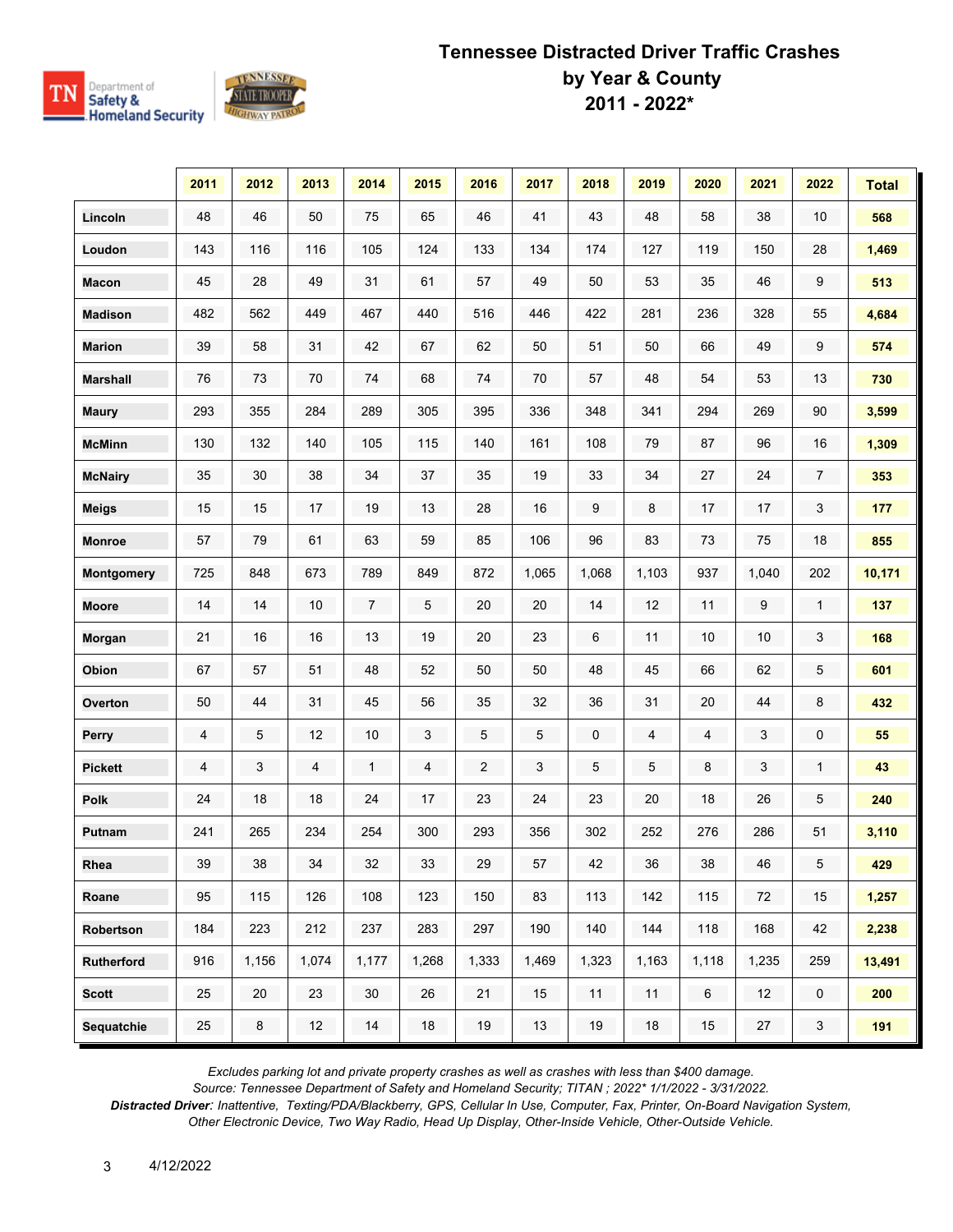# Tennessee Distracted Driver Traffic Crashes by Year & County 2011 - 2022*

| | 2011 | 2012 | 2013 | 2014 | 2015 | 2016 | 2017 | 2018 | 2019 | 2020 | 2021 | 2022 | Total |
|---|---|---|---|---|---|---|---|---|---|---|---|---|---|
| **Lincoln** | 48 | 46 | 50 | 75 | 65 | 46 | 41 | 43 | 48 | 58 | 38 | 10 | **568** |
| **Loudon** | 143 | 116 | 116 | 105 | 124 | 133 | 134 | 174 | 127 | 119 | 150 | 28 | **1,469** |
| **Macon** | 45 | 28 | 49 | 31 | 61 | 57 | 49 | 50 | 53 | 35 | 46 | 9 | **513** |
| **Madison** | 482 | 562 | 449 | 467 | 440 | 516 | 446 | 422 | 281 | 236 | 328 | 55 | **4,684** |
| **Marion** | 39 | 58 | 31 | 42 | 67 | 62 | 50 | 51 | 50 | 66 | 49 | 9 | **574** |
| **Marshall** | 76 | 73 | 70 | 74 | 68 | 74 | 70 | 57 | 48 | 54 | 53 | 13 | **730** |
| **Maury** | 293 | 355 | 284 | 289 | 305 | 395 | 336 | 348 | 341 | 294 | 269 | 90 | **3,599** |
| **McMinn** | 130 | 132 | 140 | 105 | 115 | 140 | 161 | 108 | 79 | 87 | 96 | 16 | **1,309** |
| **McNairy** | 35 | 30 | 38 | 34 | 37 | 35 | 19 | 33 | 34 | 27 | 24 | 7 | **353** |
| **Meigs** | 15 | 15 | 17 | 19 | 13 | 28 | 16 | 9 | 8 | 17 | 17 | 3 | **177** |
| **Monroe** | 57 | 79 | 61 | 63 | 59 | 85 | 106 | 96 | 83 | 73 | 75 | 18 | **855** |
| **Montgomery** | 725 | 848 | 673 | 789 | 849 | 872 | 1,065 | 1,068 | 1,103 | 937 | 1,040 | 202 | **10,171** |
| **Moore** | 14 | 14 | 10 | 7 | 5 | 20 | 20 | 14 | 12 | 11 | 9 | 1 | **137** |
| **Morgan** | 21 | 16 | 16 | 13 | 19 | 20 | 23 | 6 | 11 | 10 | 10 | 3 | **168** |
| **Obion** | 67 | 57 | 51 | 48 | 52 | 50 | 50 | 48 | 45 | 66 | 62 | 5 | **601** |
| **Overton** | 50 | 44 | 31 | 45 | 56 | 35 | 32 | 36 | 31 | 20 | 44 | 8 | **432** |
| **Perry** | 4 | 5 | 12 | 10 | 3 | 5 | 5 | 0 | 4 | 4 | 3 | 0 | **55** |
| **Pickett** | 4 | 3 | 4 | 1 | 4 | 2 | 3 | 5 | 5 | 8 | 3 | 1 | **43** |
| **Polk** | 24 | 18 | 18 | 24 | 17 | 23 | 24 | 23 | 20 | 18 | 26 | 5 | **240** |
| **Putnam** | 241 | 265 | 234 | 254 | 300 | 293 | 356 | 302 | 252 | 276 | 286 | 51 | **3,110** |
| **Rhea** | 39 | 38 | 34 | 32 | 33 | 29 | 57 | 42 | 36 | 38 | 46 | 5 | **429** |
| **Roane** | 95 | 115 | 126 | 108 | 123 | 150 | 83 | 113 | 142 | 115 | 72 | 15 | **1,257** |
| **Robertson** | 184 | 223 | 212 | 237 | 283 | 297 | 190 | 140 | 144 | 118 | 168 | 42 | **2,238** |
| **Rutherford** | 916 | 1,156 | 1,074 | 1,177 | 1,268 | 1,333 | 1,469 | 1,323 | 1,163 | 1,118 | 1,235 | 259 | **13,491** |
| **Scott** | 25 | 20 | 23 | 30 | 26 | 21 | 15 | 11 | 11 | 6 | 12 | 0 | **200** |
| **Sequatchie** | 25 | 8 | 12 | 14 | 18 | 19 | 13 | 19 | 18 | 15 | 27 | 3 | **191** |

*Excludes parking lot and private property crashes as well as crashes with less than $400 damage.*
*Source: Tennessee Department of Safety and Homeland Security; TITAN ; 2022* 1/1/2022 - 3/31/2022.*
***Distracted Driver**: Inattentive, Texting/PDA/Blackberry, GPS, Cellular In Use, Computer, Fax, Printer, On-Board Navigation System, Other Electronic Device, Two Way Radio, Head Up Display, Other-Inside Vehicle, Other-Outside Vehicle.*

4/12/2022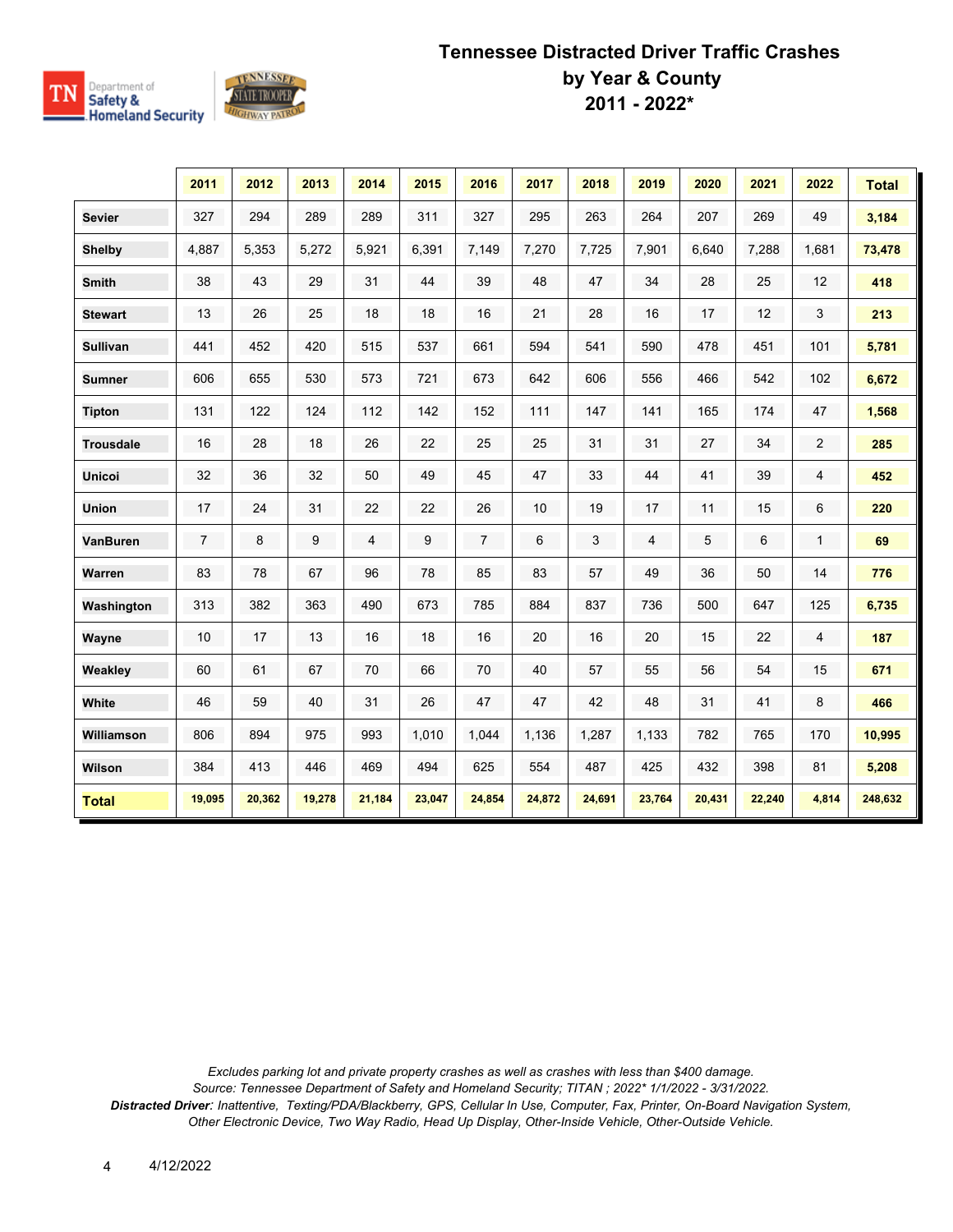# Tennessee Distracted Driver Traffic Crashes
## by Year & County
## 2011 - 2022*

| | 2011 | 2012 | 2013 | 2014 | 2015 | 2016 | 2017 | 2018 | 2019 | 2020 | 2021 | 2022 | Total |
|---|---|---|---|---|---|---|---|---|---|---|---|---|---|
| **Sevier** | 327 | 294 | 289 | 289 | 311 | 327 | 295 | 263 | 264 | 207 | 269 | 49 | **3,184** |
| **Shelby** | 4,887 | 5,353 | 5,272 | 5,921 | 6,391 | 7,149 | 7,270 | 7,725 | 7,901 | 6,640 | 7,288 | 1,681 | **73,478** |
| **Smith** | 38 | 43 | 29 | 31 | 44 | 39 | 48 | 47 | 34 | 28 | 25 | 12 | **418** |
| **Stewart** | 13 | 26 | 25 | 18 | 18 | 16 | 21 | 28 | 16 | 17 | 12 | 3 | **213** |
| **Sullivan** | 441 | 452 | 420 | 515 | 537 | 661 | 594 | 541 | 590 | 478 | 451 | 101 | **5,781** |
| **Sumner** | 606 | 655 | 530 | 573 | 721 | 673 | 642 | 606 | 556 | 466 | 542 | 102 | **6,672** |
| **Tipton** | 131 | 122 | 124 | 112 | 142 | 152 | 111 | 147 | 141 | 165 | 174 | 47 | **1,568** |
| **Trousdale** | 16 | 28 | 18 | 26 | 22 | 25 | 25 | 31 | 31 | 27 | 34 | 2 | **285** |
| **Unicoi** | 32 | 36 | 32 | 50 | 49 | 45 | 47 | 33 | 44 | 41 | 39 | 4 | **452** |
| **Union** | 17 | 24 | 31 | 22 | 22 | 26 | 10 | 19 | 17 | 11 | 15 | 6 | **220** |
| **VanBuren** | 7 | 8 | 9 | 4 | 9 | 7 | 6 | 3 | 4 | 5 | 6 | 1 | **69** |
| **Warren** | 83 | 78 | 67 | 96 | 78 | 85 | 83 | 57 | 49 | 36 | 50 | 14 | **776** |
| **Washington** | 313 | 382 | 363 | 490 | 673 | 785 | 884 | 837 | 736 | 500 | 647 | 125 | **6,735** |
| **Wayne** | 10 | 17 | 13 | 16 | 18 | 16 | 20 | 16 | 20 | 15 | 22 | 4 | **187** |
| **Weakley** | 60 | 61 | 67 | 70 | 66 | 70 | 40 | 57 | 55 | 56 | 54 | 15 | **671** |
| **White** | 46 | 59 | 40 | 31 | 26 | 47 | 47 | 42 | 48 | 31 | 41 | 8 | **466** |
| **Williamson** | 806 | 894 | 975 | 993 | 1,010 | 1,044 | 1,136 | 1,287 | 1,133 | 782 | 765 | 170 | **10,995** |
| **Wilson** | 384 | 413 | 446 | 469 | 494 | 625 | 554 | 487 | 425 | 432 | 398 | 81 | **5,208** |
| **Total** | **19,095** | **20,362** | **19,278** | **21,184** | **23,047** | **24,854** | **24,872** | **24,691** | **23,764** | **20,431** | **22,240** | **4,814** | **248,632** |

*Excludes parking lot and private property crashes as well as crashes with less than $400 damage.*
*Source: Tennessee Department of Safety and Homeland Security; TITAN ; 2022* 1/1/2022 - 3/31/2022.*
***Distracted Driver**: Inattentive, Texting/PDA/Blackberry, GPS, Cellular In Use, Computer, Fax, Printer, On-Board Navigation System, Other Electronic Device, Two Way Radio, Head Up Display, Other-Inside Vehicle, Other-Outside Vehicle.*

4/12/2022